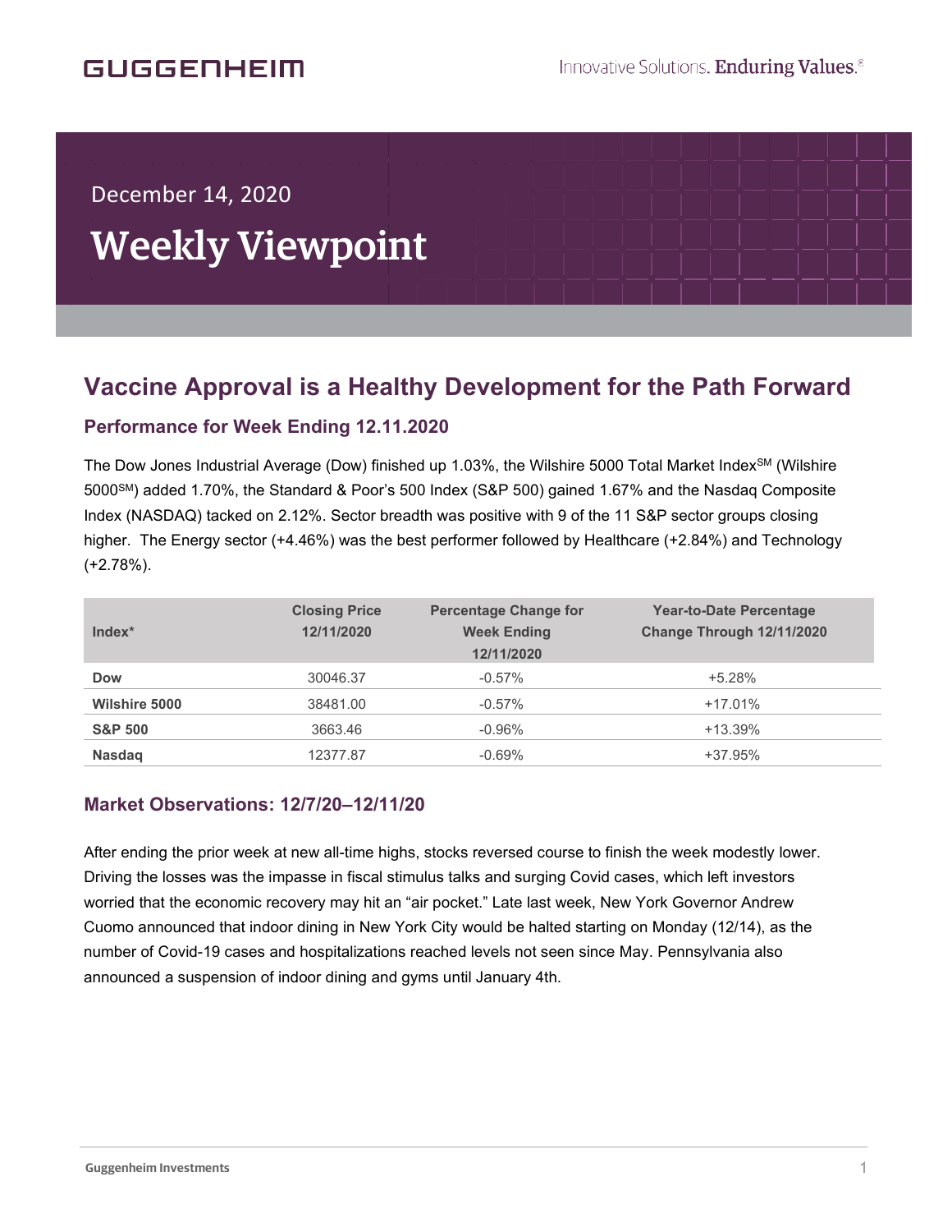# Weekly Viewpoint

December 14, 2020

## Vaccine Approval is a Healthy Development for the Path Forward

### Performance for Week Ending 12.11.2020

The Dow Jones Industrial Average (Dow) finished up 1.03%, the Wilshire 5000 Total Market Index[SM] (Wilshire 5000[SM]) added 1.70%, the Standard & Poor's 500 Index (S&P 500) gained 1.67% and the Nasdaq Composite Index (NASDAQ) tacked on 2.12%. Sector breadth was positive with 9 of the 11 S&P sector groups closing higher. The Energy sector (+4.46%) was the best performer followed by Healthcare (+2.84%) and Technology (+2.78%).

| Index* | Closing Price 12/11/2020 | Percentage Change for Week Ending 12/11/2020 | Year-to-Date Percentage Change Through 12/11/2020 |
|---|---|---|---|
| **Dow** | 30046.37 | -0.57% | +5.28% |
| **Wilshire 5000** | 38481.00 | -0.57% | +17.01% |
| **S&P 500** | 3663.46 | -0.96% | +13.39% |
| **Nasdaq** | 12377.87 | -0.69% | +37.95% |

### Market Observations: 12/7/20–12/11/20

After ending the prior week at new all-time highs, stocks reversed course to finish the week modestly lower. Driving the losses was the impasse in fiscal stimulus talks and surging Covid cases, which left investors worried that the economic recovery may hit an "air pocket." Late last week, New York Governor Andrew Cuomo announced that indoor dining in New York City would be halted starting on Monday (12/14), as the number of Covid-19 cases and hospitalizations reached levels not seen since May. Pennsylvania also announced a suspension of indoor dining and gyms until January 4th.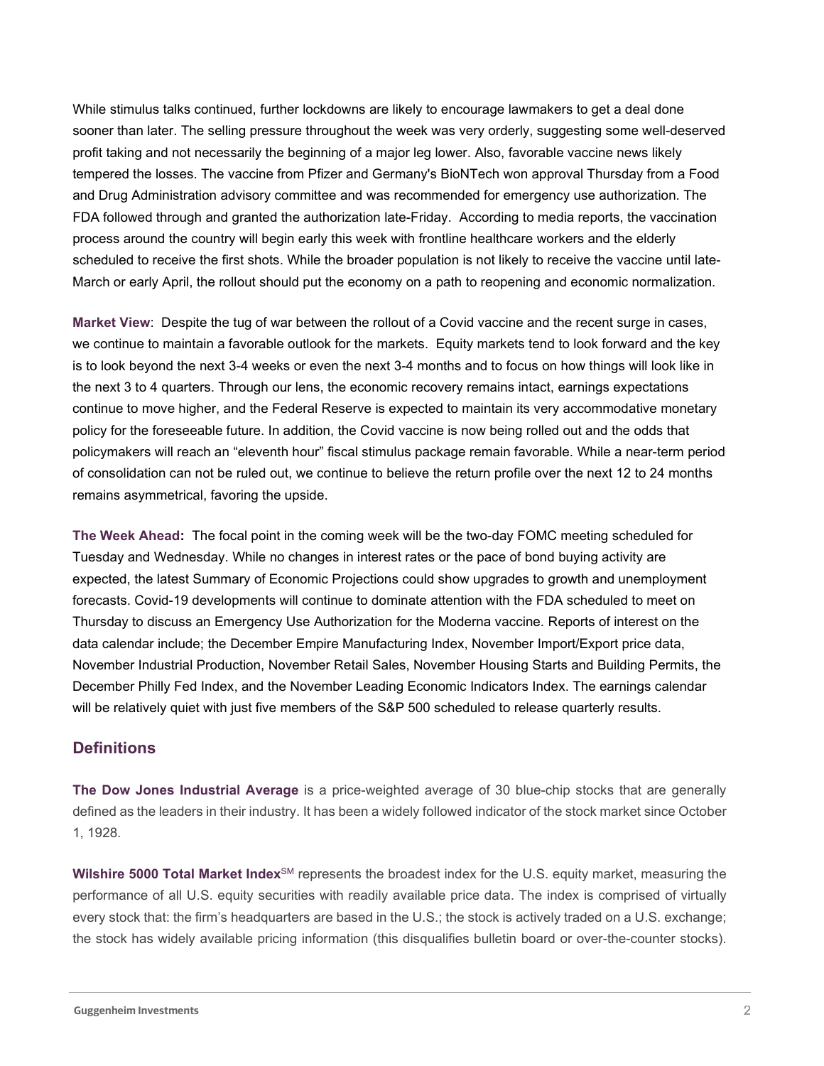While stimulus talks continued, further lockdowns are likely to encourage lawmakers to get a deal done sooner than later. The selling pressure throughout the week was very orderly, suggesting some well-deserved profit taking and not necessarily the beginning of a major leg lower. Also, favorable vaccine news likely tempered the losses. The vaccine from Pfizer and Germany's BioNTech won approval Thursday from a Food and Drug Administration advisory committee and was recommended for emergency use authorization. The FDA followed through and granted the authorization late-Friday. According to media reports, the vaccination process around the country will begin early this week with frontline healthcare workers and the elderly scheduled to receive the first shots. While the broader population is not likely to receive the vaccine until late-March or early April, the rollout should put the economy on a path to reopening and economic normalization.

**Market View**: Despite the tug of war between the rollout of a Covid vaccine and the recent surge in cases, we continue to maintain a favorable outlook for the markets. Equity markets tend to look forward and the key is to look beyond the next 3-4 weeks or even the next 3-4 months and to focus on how things will look like in the next 3 to 4 quarters. Through our lens, the economic recovery remains intact, earnings expectations continue to move higher, and the Federal Reserve is expected to maintain its very accommodative monetary policy for the foreseeable future. In addition, the Covid vaccine is now being rolled out and the odds that policymakers will reach an "eleventh hour" fiscal stimulus package remain favorable. While a near-term period of consolidation can not be ruled out, we continue to believe the return profile over the next 12 to 24 months remains asymmetrical, favoring the upside.

**The Week Ahead:** The focal point in the coming week will be the two-day FOMC meeting scheduled for Tuesday and Wednesday. While no changes in interest rates or the pace of bond buying activity are expected, the latest Summary of Economic Projections could show upgrades to growth and unemployment forecasts. Covid-19 developments will continue to dominate attention with the FDA scheduled to meet on Thursday to discuss an Emergency Use Authorization for the Moderna vaccine. Reports of interest on the data calendar include; the December Empire Manufacturing Index, November Import/Export price data, November Industrial Production, November Retail Sales, November Housing Starts and Building Permits, the December Philly Fed Index, and the November Leading Economic Indicators Index. The earnings calendar will be relatively quiet with just five members of the S&P 500 scheduled to release quarterly results.

## Definitions

**The Dow Jones Industrial Average** is a price-weighted average of 30 blue-chip stocks that are generally defined as the leaders in their industry. It has been a widely followed indicator of the stock market since October 1, 1928.

**Wilshire 5000 Total Market Index**SM represents the broadest index for the U.S. equity market, measuring the performance of all U.S. equity securities with readily available price data. The index is comprised of virtually every stock that: the firm's headquarters are based in the U.S.; the stock is actively traded on a U.S. exchange; the stock has widely available pricing information (this disqualifies bulletin board or over-the-counter stocks).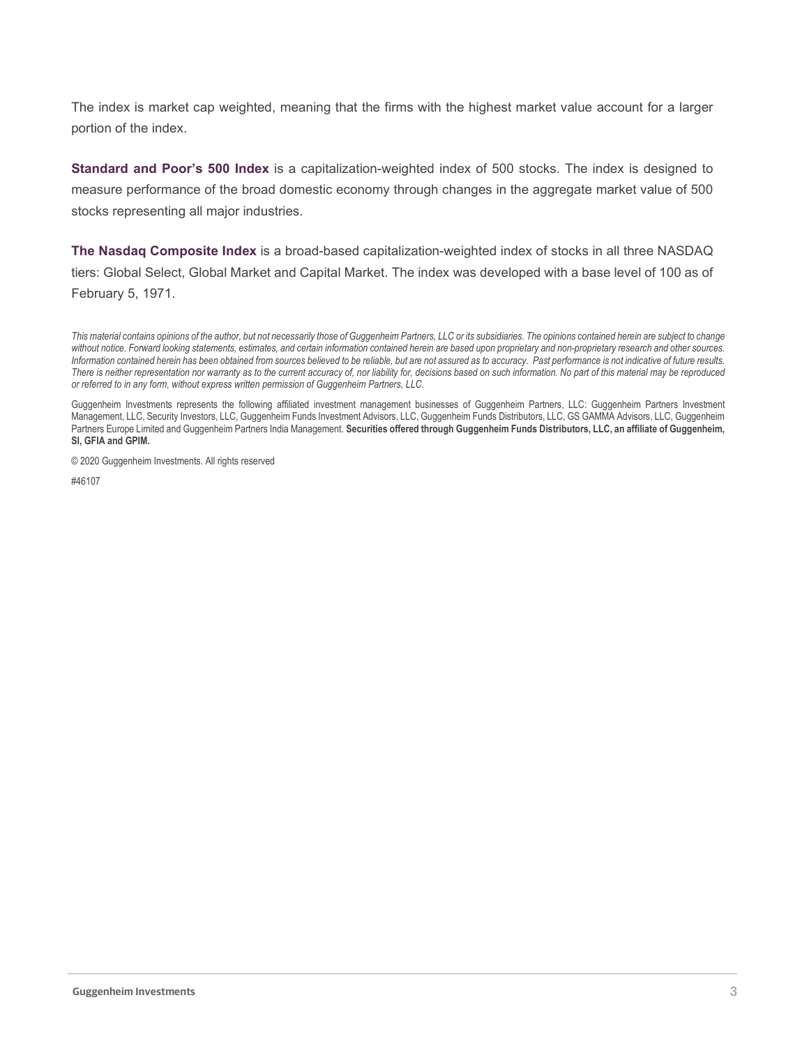The index is market cap weighted, meaning that the firms with the highest market value account for a larger portion of the index.

**Standard and Poor's 500 Index** is a capitalization-weighted index of 500 stocks. The index is designed to measure performance of the broad domestic economy through changes in the aggregate market value of 500 stocks representing all major industries.

**The Nasdaq Composite Index** is a broad-based capitalization-weighted index of stocks in all three NASDAQ tiers: Global Select, Global Market and Capital Market. The index was developed with a base level of 100 as of February 5, 1971.

*This material contains opinions of the author, but not necessarily those of Guggenheim Partners, LLC or its subsidiaries. The opinions contained herein are subject to change without notice. Forward looking statements, estimates, and certain information contained herein are based upon proprietary and non-proprietary research and other sources. Information contained herein has been obtained from sources believed to be reliable, but are not assured as to accuracy. Past performance is not indicative of future results. There is neither representation nor warranty as to the current accuracy of, nor liability for, decisions based on such information. No part of this material may be reproduced or referred to in any form, without express written permission of Guggenheim Partners, LLC.*

Guggenheim Investments represents the following affiliated investment management businesses of Guggenheim Partners, LLC: Guggenheim Partners Investment Management, LLC, Security Investors, LLC, Guggenheim Funds Investment Advisors, LLC, Guggenheim Funds Distributors, LLC, GS GAMMA Advisors, LLC, Guggenheim Partners Europe Limited and Guggenheim Partners India Management. **Securities offered through Guggenheim Funds Distributors, LLC, an affiliate of Guggenheim, SI, GFIA and GPIM.**

© 2020 Guggenheim Investments. All rights reserved

#46107